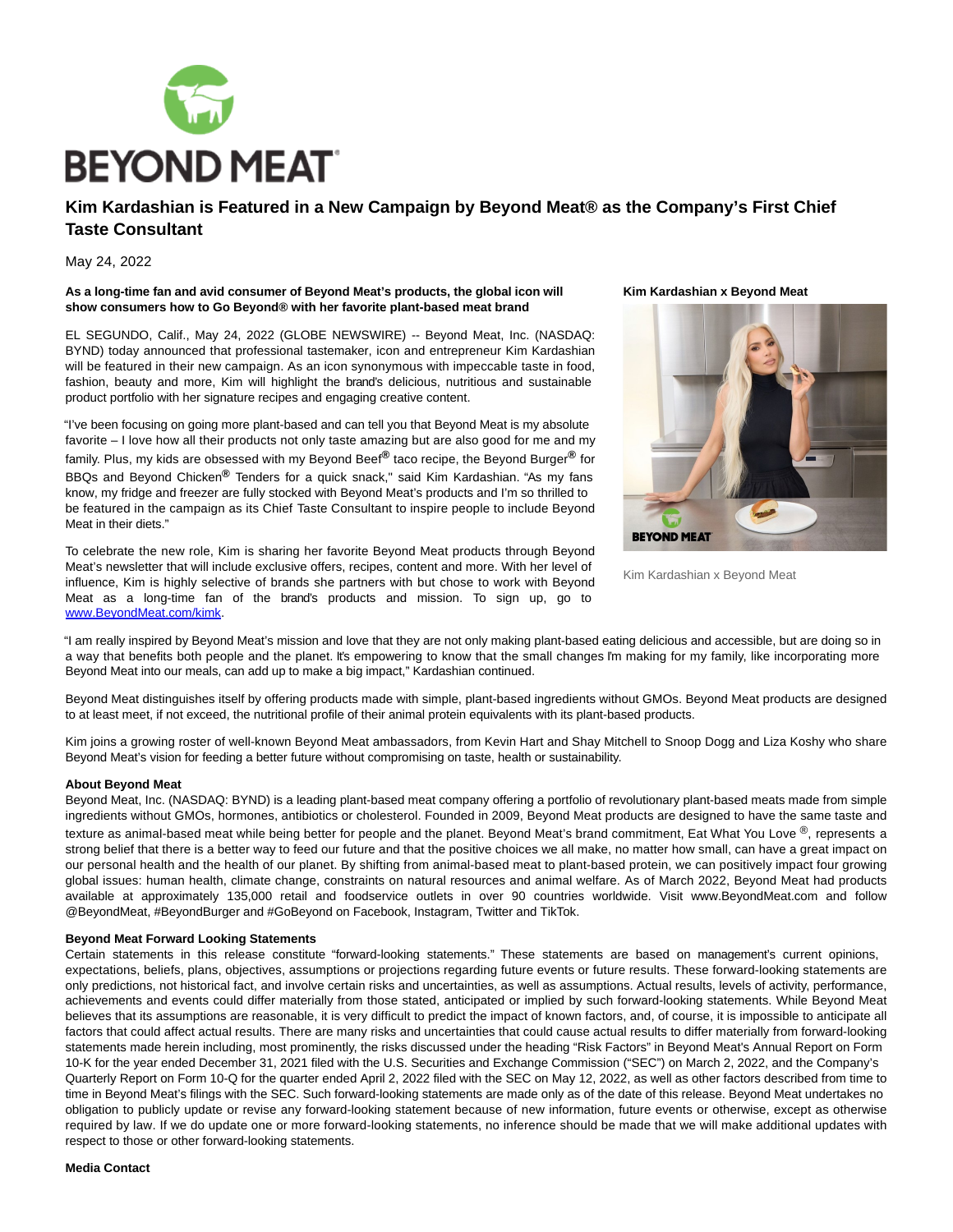# Kim Kardashian is Featured in a New Campaign by Beyond Meat® as the Company's First Chief Taste Consultant

May 24, 2022

**As a long-time fan and avid consumer of Beyond Meat's products, the global icon will show consumers how to Go Beyond® with her favorite plant-based meat brand**

EL SEGUNDO, Calif., May 24, 2022 (GLOBE NEWSWIRE) -- Beyond Meat, Inc. (NASDAQ: BYND) today announced that professional tastemaker, icon and entrepreneur Kim Kardashian will be featured in their new campaign. As an icon synonymous with impeccable taste in food, fashion, beauty and more, Kim will highlight the brand's delicious, nutritious and sustainable product portfolio with her signature recipes and engaging creative content.

"I've been focusing on going more plant-based and can tell you that Beyond Meat is my absolute favorite – I love how all their products not only taste amazing but are also good for me and my family. Plus, my kids are obsessed with my Beyond Beef® taco recipe, the Beyond Burger® for BBQs and Beyond Chicken® Tenders for a quick snack," said Kim Kardashian. "As my fans know, my fridge and freezer are fully stocked with Beyond Meat's products and I'm so thrilled to be featured in the campaign as its Chief Taste Consultant to inspire people to include Beyond Meat in their diets."

To celebrate the new role, Kim is sharing her favorite Beyond Meat products through Beyond Meat's newsletter that will include exclusive offers, recipes, content and more. With her level of influence, Kim is highly selective of brands she partners with but chose to work with Beyond Meat as a long-time fan of the brand's products and mission. To sign up, go to [www.BeyondMeat.com/kimk](www.BeyondMeat.com/kimk).

**Kim Kardashian x Beyond Meat**

Kim Kardashian x Beyond Meat

"I am really inspired by Beyond Meat's mission and love that they are not only making plant-based eating delicious and accessible, but are doing so in a way that benefits both people and the planet. It's empowering to know that the small changes I'm making for my family, like incorporating more Beyond Meat into our meals, can add up to make a big impact," Kardashian continued.

Beyond Meat distinguishes itself by offering products made with simple, plant-based ingredients without GMOs. Beyond Meat products are designed to at least meet, if not exceed, the nutritional profile of their animal protein equivalents with its plant-based products.

Kim joins a growing roster of well-known Beyond Meat ambassadors, from Kevin Hart and Shay Mitchell to Snoop Dogg and Liza Koshy who share Beyond Meat's vision for feeding a better future without compromising on taste, health or sustainability.

**About Beyond Meat**

Beyond Meat, Inc. (NASDAQ: BYND) is a leading plant-based meat company offering a portfolio of revolutionary plant-based meats made from simple ingredients without GMOs, hormones, antibiotics or cholesterol. Founded in 2009, Beyond Meat products are designed to have the same taste and texture as animal-based meat while being better for people and the planet. Beyond Meat's brand commitment, Eat What You Love ®, represents a strong belief that there is a better way to feed our future and that the positive choices we all make, no matter how small, can have a great impact on our personal health and the health of our planet. By shifting from animal-based meat to plant-based protein, we can positively impact four growing global issues: human health, climate change, constraints on natural resources and animal welfare. As of March 2022, Beyond Meat had products available at approximately 135,000 retail and foodservice outlets in over 90 countries worldwide. Visit www.BeyondMeat.com and follow @BeyondMeat, #BeyondBurger and #GoBeyond on Facebook, Instagram, Twitter and TikTok.

**Beyond Meat Forward Looking Statements**

Certain statements in this release constitute "forward-looking statements." These statements are based on management's current opinions, expectations, beliefs, plans, objectives, assumptions or projections regarding future events or future results. These forward-looking statements are only predictions, not historical fact, and involve certain risks and uncertainties, as well as assumptions. Actual results, levels of activity, performance, achievements and events could differ materially from those stated, anticipated or implied by such forward-looking statements. While Beyond Meat believes that its assumptions are reasonable, it is very difficult to predict the impact of known factors, and, of course, it is impossible to anticipate all factors that could affect actual results. There are many risks and uncertainties that could cause actual results to differ materially from forward-looking statements made herein including, most prominently, the risks discussed under the heading "Risk Factors" in Beyond Meat's Annual Report on Form 10-K for the year ended December 31, 2021 filed with the U.S. Securities and Exchange Commission ("SEC") on March 2, 2022, and the Company's Quarterly Report on Form 10-Q for the quarter ended April 2, 2022 filed with the SEC on May 12, 2022, as well as other factors described from time to time in Beyond Meat's filings with the SEC. Such forward-looking statements are made only as of the date of this release. Beyond Meat undertakes no obligation to publicly update or revise any forward-looking statement because of new information, future events or otherwise, except as otherwise required by law. If we do update one or more forward-looking statements, no inference should be made that we will make additional updates with respect to those or other forward-looking statements.

**Media Contact**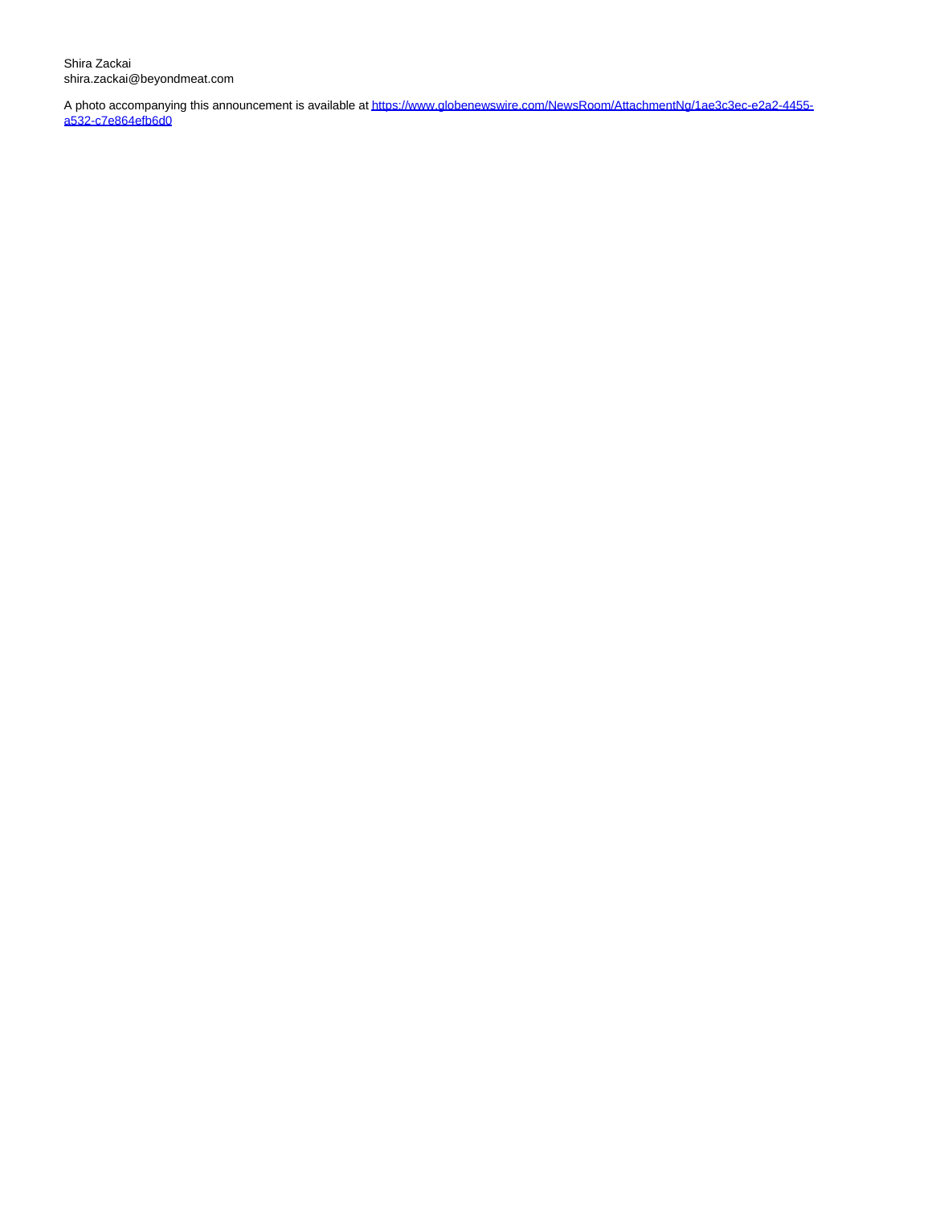Shira Zackai
shira.zackai@beyondmeat.com

A photo accompanying this announcement is available at [https://www.globenewswire.com/NewsRoom/AttachmentNg/1ae3c3ec-e2a2-4455-a532-c7e864efb6d0](https://www.globenewswire.com/NewsRoom/AttachmentNg/1ae3c3ec-e2a2-4455-a532-c7e864efb6d0)